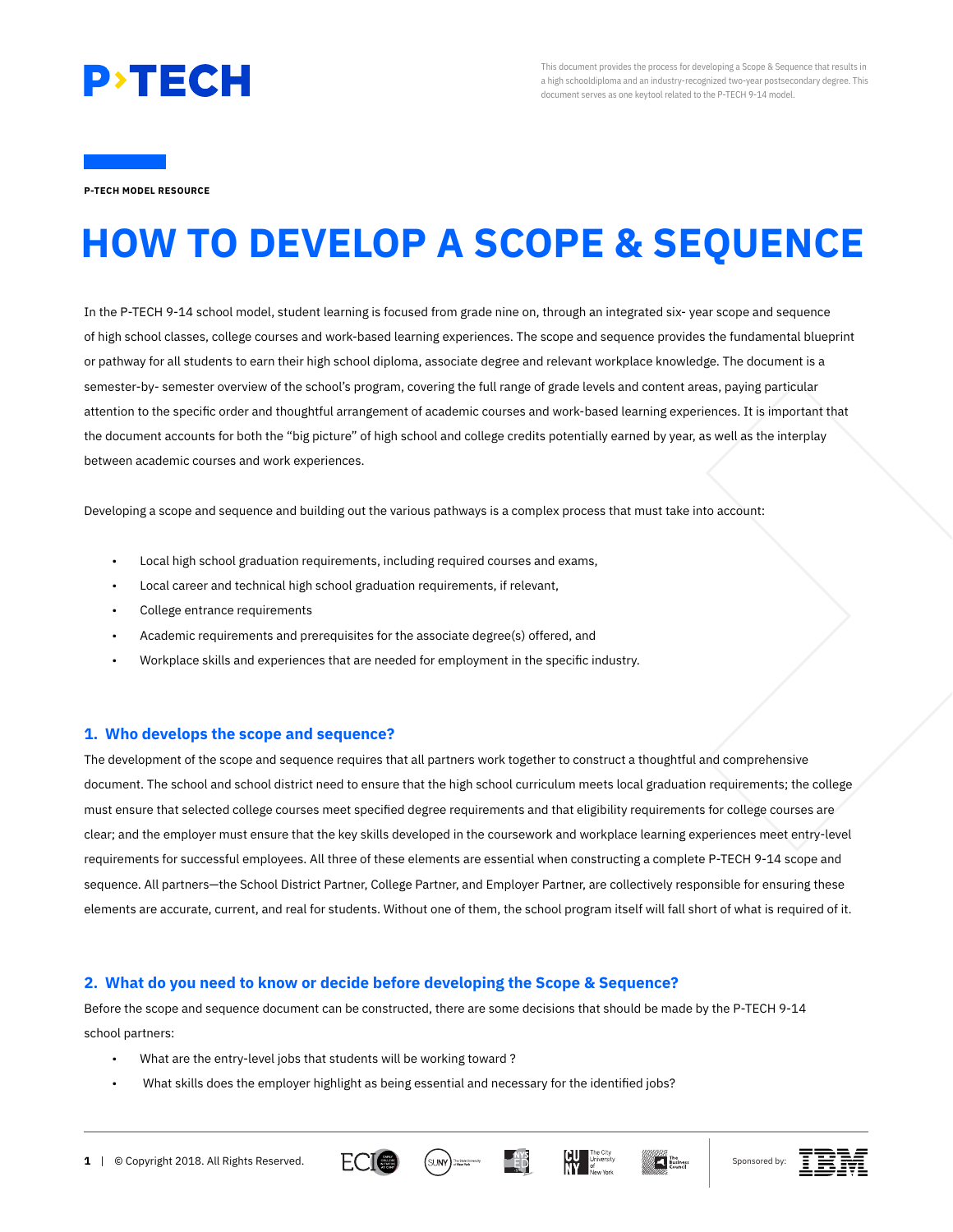P›TECH

This document provides the process for developing a Scope & Sequence that results in a high schooldiploma and an industry-recognized two-year postsecondary degree. This document serves as one keytool related to the P-TECH 9-14 model.

**P-TECH MODEL RESOURCE**

# HOW TO DEVELOP A SCOPE & SEQUENCE

In the P-TECH 9-14 school model, student learning is focused from grade nine on, through an integrated six- year scope and sequence of high school classes, college courses and work-based learning experiences. The scope and sequence provides the fundamental blueprint or pathway for all students to earn their high school diploma, associate degree and relevant workplace knowledge. The document is a semester-by- semester overview of the school's program, covering the full range of grade levels and content areas, paying particular attention to the specific order and thoughtful arrangement of academic courses and work-based learning experiences. It is important that the document accounts for both the "big picture" of high school and college credits potentially earned by year, as well as the interplay between academic courses and work experiences.

Developing a scope and sequence and building out the various pathways is a complex process that must take into account:

- Local high school graduation requirements, including required courses and exams,
- Local career and technical high school graduation requirements, if relevant,
- College entrance requirements
- Academic requirements and prerequisites for the associate degree(s) offered, and
- Workplace skills and experiences that are needed for employment in the specific industry.

## 1. Who develops the scope and sequence?

The development of the scope and sequence requires that all partners work together to construct a thoughtful and comprehensive document. The school and school district need to ensure that the high school curriculum meets local graduation requirements; the college must ensure that selected college courses meet specified degree requirements and that eligibility requirements for college courses are clear; and the employer must ensure that the key skills developed in the coursework and workplace learning experiences meet entry-level requirements for successful employees. All three of these elements are essential when constructing a complete P-TECH 9-14 scope and sequence. All partners—the School District Partner, College Partner, and Employer Partner, are collectively responsible for ensuring these elements are accurate, current, and real for students. Without one of them, the school program itself will fall short of what is required of it.

## 2. What do you need to know or decide before developing the Scope & Sequence?

Before the scope and sequence document can be constructed, there are some decisions that should be made by the P-TECH 9-14 school partners:

- What are the entry-level jobs that students will be working toward ?
- What skills does the employer highlight as being essential and necessary for the identified jobs?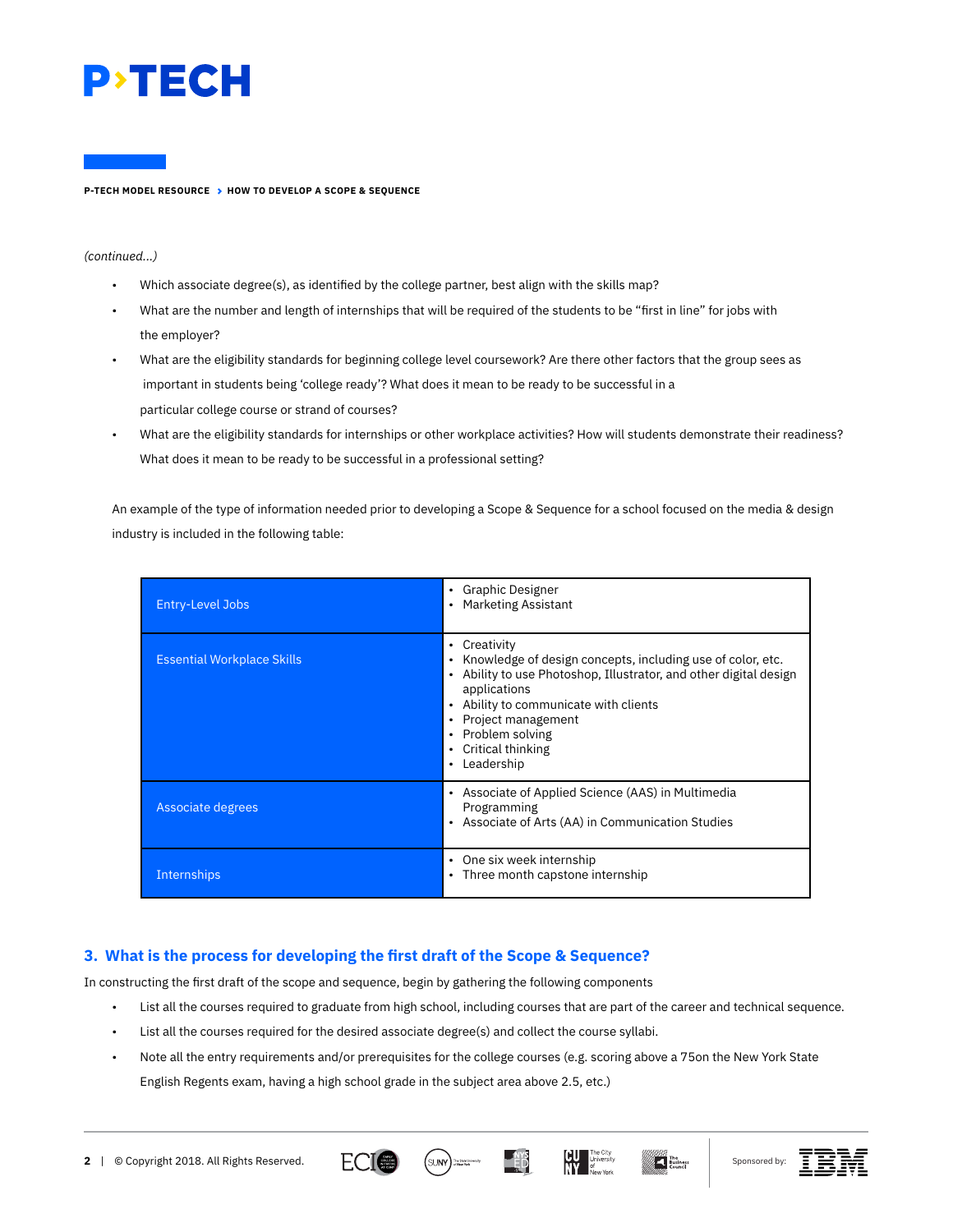*(continued...)*

- Which associate degree(s), as identified by the college partner, best align with the skills map?
- What are the number and length of internships that will be required of the students to be "first in line" for jobs with the employer?
- What are the eligibility standards for beginning college level coursework? Are there other factors that the group sees as important in students being 'college ready'? What does it mean to be ready to be successful in a particular college course or strand of courses?
- What are the eligibility standards for internships or other workplace activities? How will students demonstrate their readiness? What does it mean to be ready to be successful in a professional setting?

An example of the type of information needed prior to developing a Scope & Sequence for a school focused on the media & design industry is included in the following table:

| | |
|---|---|
| Entry-Level Jobs | • Graphic Designer<br>• Marketing Assistant |
| Essential Workplace Skills | • Creativity<br>• Knowledge of design concepts, including use of color, etc.<br>• Ability to use Photoshop, Illustrator, and other digital design applications<br>• Ability to communicate with clients<br>• Project management<br>• Problem solving<br>• Critical thinking<br>• Leadership |
| Associate degrees | • Associate of Applied Science (AAS) in Multimedia Programming<br>• Associate of Arts (AA) in Communication Studies |
| Internships | • One six week internship<br>• Three month capstone internship |

## 3. What is the process for developing the first draft of the Scope & Sequence?

In constructing the first draft of the scope and sequence, begin by gathering the following components

- List all the courses required to graduate from high school, including courses that are part of the career and technical sequence.
- List all the courses required for the desired associate degree(s) and collect the course syllabi.
- Note all the entry requirements and/or prerequisites for the college courses (e.g. scoring above a 75on the New York State English Regents exam, having a high school grade in the subject area above 2.5, etc.)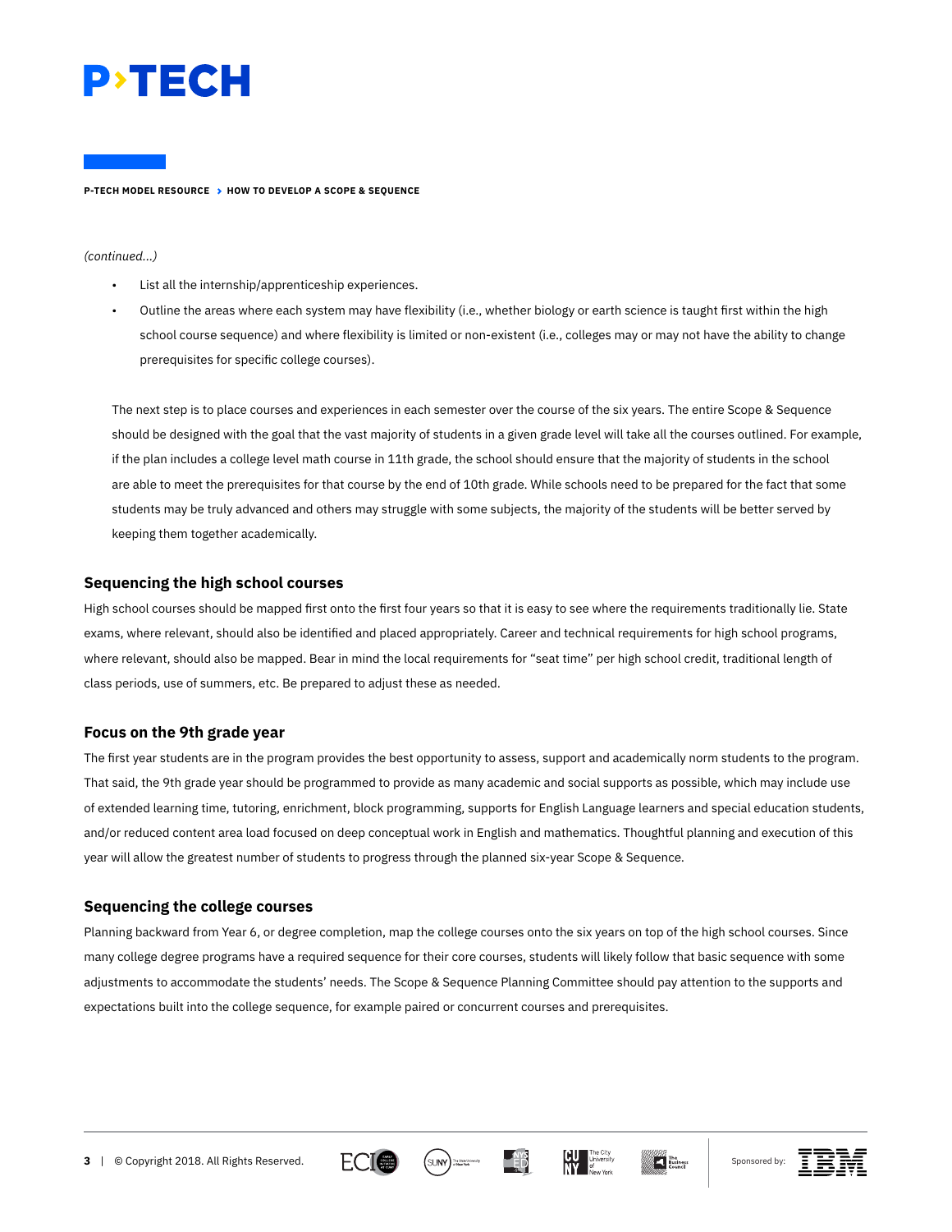*(continued...)*

- List all the internship/apprenticeship experiences.
- Outline the areas where each system may have flexibility (i.e., whether biology or earth science is taught first within the high school course sequence) and where flexibility is limited or non-existent (i.e., colleges may or may not have the ability to change prerequisites for specific college courses).

The next step is to place courses and experiences in each semester over the course of the six years. The entire Scope & Sequence should be designed with the goal that the vast majority of students in a given grade level will take all the courses outlined. For example, if the plan includes a college level math course in 11th grade, the school should ensure that the majority of students in the school are able to meet the prerequisites for that course by the end of 10th grade. While schools need to be prepared for the fact that some students may be truly advanced and others may struggle with some subjects, the majority of the students will be better served by keeping them together academically.

### Sequencing the high school courses

High school courses should be mapped first onto the first four years so that it is easy to see where the requirements traditionally lie. State exams, where relevant, should also be identified and placed appropriately. Career and technical requirements for high school programs, where relevant, should also be mapped. Bear in mind the local requirements for "seat time" per high school credit, traditional length of class periods, use of summers, etc. Be prepared to adjust these as needed.

### Focus on the 9th grade year

The first year students are in the program provides the best opportunity to assess, support and academically norm students to the program. That said, the 9th grade year should be programmed to provide as many academic and social supports as possible, which may include use of extended learning time, tutoring, enrichment, block programming, supports for English Language learners and special education students, and/or reduced content area load focused on deep conceptual work in English and mathematics. Thoughtful planning and execution of this year will allow the greatest number of students to progress through the planned six-year Scope & Sequence.

### Sequencing the college courses

Planning backward from Year 6, or degree completion, map the college courses onto the six years on top of the high school courses. Since many college degree programs have a required sequence for their core courses, students will likely follow that basic sequence with some adjustments to accommodate the students' needs. The Scope & Sequence Planning Committee should pay attention to the supports and expectations built into the college sequence, for example paired or concurrent courses and prerequisites.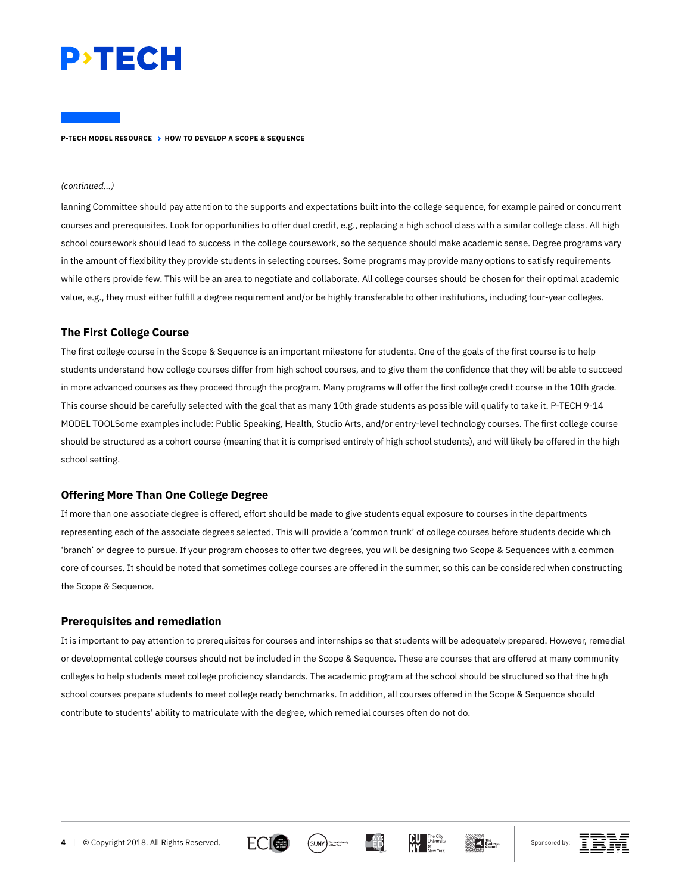*(continued...)*

lanning Committee should pay attention to the supports and expectations built into the college sequence, for example paired or concurrent courses and prerequisites. Look for opportunities to offer dual credit, e.g., replacing a high school class with a similar college class. All high school coursework should lead to success in the college coursework, so the sequence should make academic sense. Degree programs vary in the amount of flexibility they provide students in selecting courses. Some programs may provide many options to satisfy requirements while others provide few. This will be an area to negotiate and collaborate. All college courses should be chosen for their optimal academic value, e.g., they must either fulfill a degree requirement and/or be highly transferable to other institutions, including four-year colleges.

### The First College Course

The first college course in the Scope & Sequence is an important milestone for students. One of the goals of the first course is to help students understand how college courses differ from high school courses, and to give them the confidence that they will be able to succeed in more advanced courses as they proceed through the program. Many programs will offer the first college credit course in the 10th grade. This course should be carefully selected with the goal that as many 10th grade students as possible will qualify to take it. P-TECH 9-14 MODEL TOOLSome examples include: Public Speaking, Health, Studio Arts, and/or entry-level technology courses. The first college course should be structured as a cohort course (meaning that it is comprised entirely of high school students), and will likely be offered in the high school setting.

### Offering More Than One College Degree

If more than one associate degree is offered, effort should be made to give students equal exposure to courses in the departments representing each of the associate degrees selected. This will provide a 'common trunk' of college courses before students decide which 'branch' or degree to pursue. If your program chooses to offer two degrees, you will be designing two Scope & Sequences with a common core of courses. It should be noted that sometimes college courses are offered in the summer, so this can be considered when constructing the Scope & Sequence.

### Prerequisites and remediation

It is important to pay attention to prerequisites for courses and internships so that students will be adequately prepared. However, remedial or developmental college courses should not be included in the Scope & Sequence. These are courses that are offered at many community colleges to help students meet college proficiency standards. The academic program at the school should be structured so that the high school courses prepare students to meet college ready benchmarks. In addition, all courses offered in the Scope & Sequence should contribute to students' ability to matriculate with the degree, which remedial courses often do not do.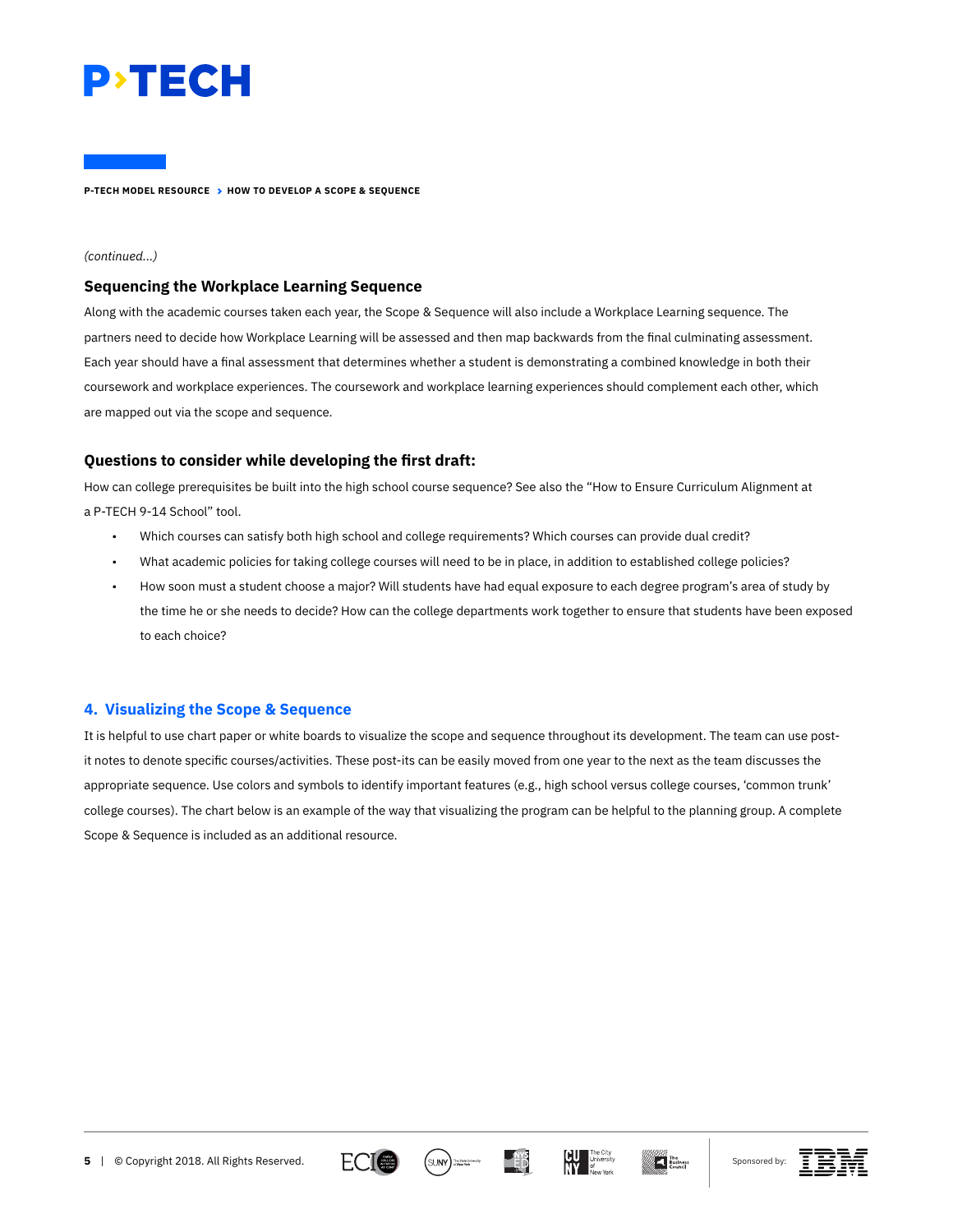*(continued...)*

### Sequencing the Workplace Learning Sequence

Along with the academic courses taken each year, the Scope & Sequence will also include a Workplace Learning sequence. The partners need to decide how Workplace Learning will be assessed and then map backwards from the final culminating assessment. Each year should have a final assessment that determines whether a student is demonstrating a combined knowledge in both their coursework and workplace experiences. The coursework and workplace learning experiences should complement each other, which are mapped out via the scope and sequence.

### Questions to consider while developing the first draft:

How can college prerequisites be built into the high school course sequence? See also the "How to Ensure Curriculum Alignment at a P-TECH 9-14 School" tool.

- Which courses can satisfy both high school and college requirements? Which courses can provide dual credit?
- What academic policies for taking college courses will need to be in place, in addition to established college policies?
- How soon must a student choose a major? Will students have had equal exposure to each degree program's area of study by the time he or she needs to decide? How can the college departments work together to ensure that students have been exposed to each choice?

## 4. Visualizing the Scope & Sequence

It is helpful to use chart paper or white boards to visualize the scope and sequence throughout its development. The team can use post-it notes to denote specific courses/activities. These post-its can be easily moved from one year to the next as the team discusses the appropriate sequence. Use colors and symbols to identify important features (e.g., high school versus college courses, 'common trunk' college courses). The chart below is an example of the way that visualizing the program can be helpful to the planning group. A complete Scope & Sequence is included as an additional resource.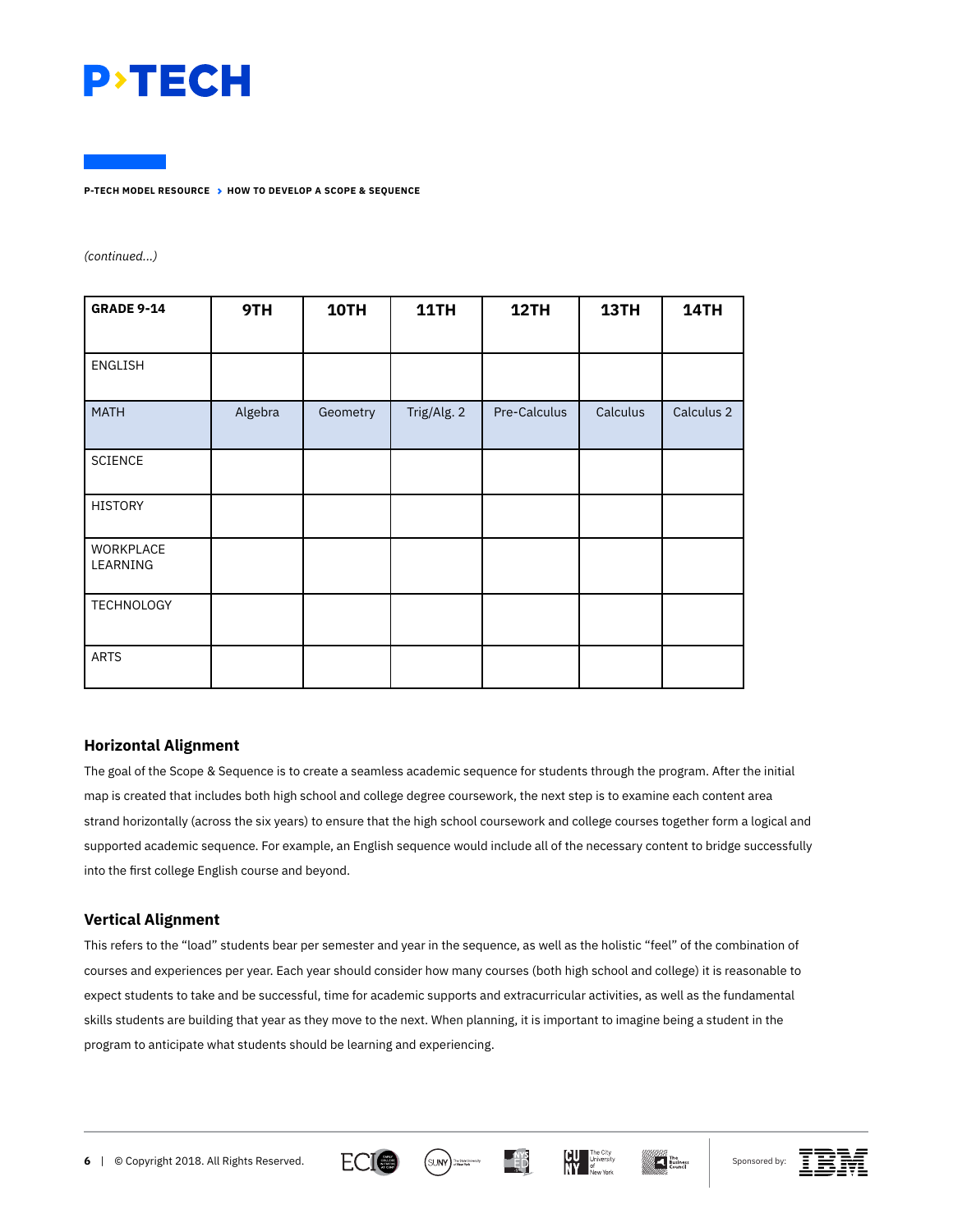*(continued...)*

| GRADE 9-14 | 9TH | 10TH | 11TH | 12TH | 13TH | 14TH |
|---|---|---|---|---|---|---|
| ENGLISH | | | | | | |
| MATH | Algebra | Geometry | Trig/Alg. 2 | Pre-Calculus | Calculus | Calculus 2 |
| SCIENCE | | | | | | |
| HISTORY | | | | | | |
| WORKPLACE LEARNING | | | | | | |
| TECHNOLOGY | | | | | | |
| ARTS | | | | | | |

### Horizontal Alignment

The goal of the Scope & Sequence is to create a seamless academic sequence for students through the program. After the initial map is created that includes both high school and college degree coursework, the next step is to examine each content area strand horizontally (across the six years) to ensure that the high school coursework and college courses together form a logical and supported academic sequence. For example, an English sequence would include all of the necessary content to bridge successfully into the first college English course and beyond.

### Vertical Alignment

This refers to the "load" students bear per semester and year in the sequence, as well as the holistic "feel" of the combination of courses and experiences per year. Each year should consider how many courses (both high school and college) it is reasonable to expect students to take and be successful, time for academic supports and extracurricular activities, as well as the fundamental skills students are building that year as they move to the next. When planning, it is important to imagine being a student in the program to anticipate what students should be learning and experiencing.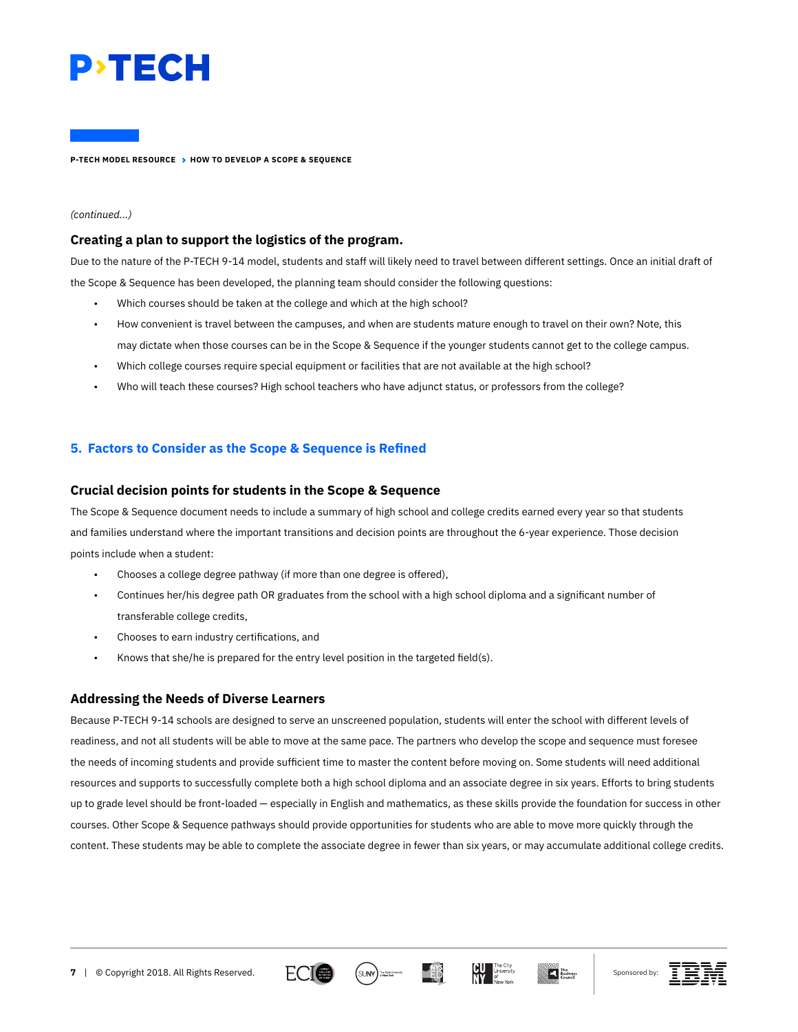*(continued...)*

### Creating a plan to support the logistics of the program.

Due to the nature of the P-TECH 9-14 model, students and staff will likely need to travel between different settings. Once an initial draft of the Scope & Sequence has been developed, the planning team should consider the following questions:

- Which courses should be taken at the college and which at the high school?
- How convenient is travel between the campuses, and when are students mature enough to travel on their own? Note, this may dictate when those courses can be in the Scope & Sequence if the younger students cannot get to the college campus.
- Which college courses require special equipment or facilities that are not available at the high school?
- Who will teach these courses? High school teachers who have adjunct status, or professors from the college?

## 5. Factors to Consider as the Scope & Sequence is Refined

### Crucial decision points for students in the Scope & Sequence

The Scope & Sequence document needs to include a summary of high school and college credits earned every year so that students and families understand where the important transitions and decision points are throughout the 6-year experience. Those decision points include when a student:

- Chooses a college degree pathway (if more than one degree is offered),
- Continues her/his degree path OR graduates from the school with a high school diploma and a significant number of transferable college credits,
- Chooses to earn industry certifications, and
- Knows that she/he is prepared for the entry level position in the targeted field(s).

### Addressing the Needs of Diverse Learners

Because P-TECH 9-14 schools are designed to serve an unscreened population, students will enter the school with different levels of readiness, and not all students will be able to move at the same pace. The partners who develop the scope and sequence must foresee the needs of incoming students and provide sufficient time to master the content before moving on. Some students will need additional resources and supports to successfully complete both a high school diploma and an associate degree in six years. Efforts to bring students up to grade level should be front-loaded — especially in English and mathematics, as these skills provide the foundation for success in other courses. Other Scope & Sequence pathways should provide opportunities for students who are able to move more quickly through the content. These students may be able to complete the associate degree in fewer than six years, or may accumulate additional college credits.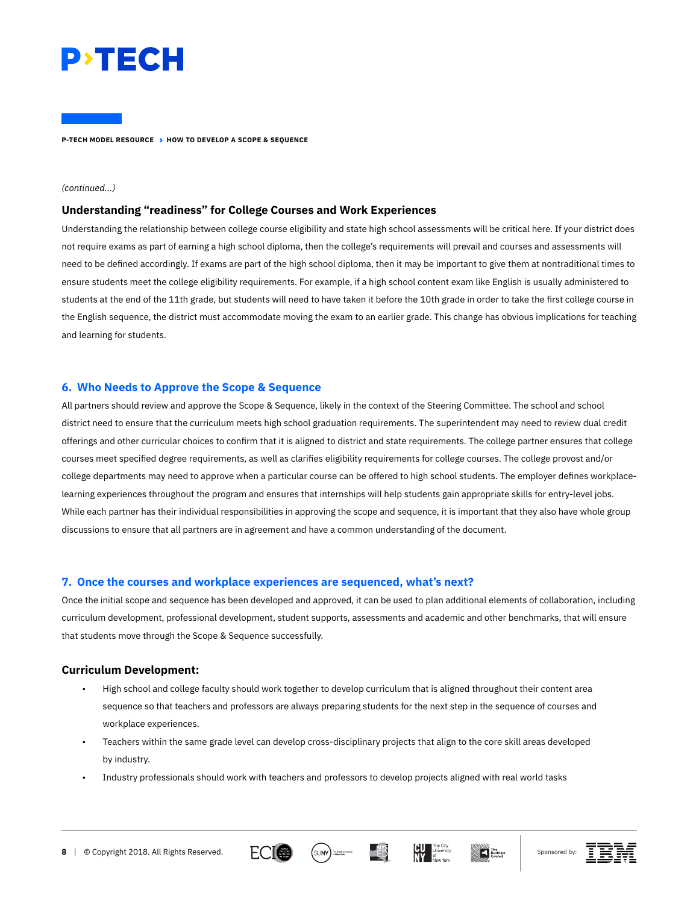*(continued...)*

### Understanding “readiness” for College Courses and Work Experiences

Understanding the relationship between college course eligibility and state high school assessments will be critical here. If your district does not require exams as part of earning a high school diploma, then the college’s requirements will prevail and courses and assessments will need to be defined accordingly. If exams are part of the high school diploma, then it may be important to give them at nontraditional times to ensure students meet the college eligibility requirements. For example, if a high school content exam like English is usually administered to students at the end of the 11th grade, but students will need to have taken it before the 10th grade in order to take the first college course in the English sequence, the district must accommodate moving the exam to an earlier grade. This change has obvious implications for teaching and learning for students.

## 6. Who Needs to Approve the Scope & Sequence

All partners should review and approve the Scope & Sequence, likely in the context of the Steering Committee. The school and school district need to ensure that the curriculum meets high school graduation requirements. The superintendent may need to review dual credit offerings and other curricular choices to confirm that it is aligned to district and state requirements. The college partner ensures that college courses meet specified degree requirements, as well as clarifies eligibility requirements for college courses. The college provost and/or college departments may need to approve when a particular course can be offered to high school students. The employer defines workplace-learning experiences throughout the program and ensures that internships will help students gain appropriate skills for entry-level jobs. While each partner has their individual responsibilities in approving the scope and sequence, it is important that they also have whole group discussions to ensure that all partners are in agreement and have a common understanding of the document.

## 7. Once the courses and workplace experiences are sequenced, what’s next?

Once the initial scope and sequence has been developed and approved, it can be used to plan additional elements of collaboration, including curriculum development, professional development, student supports, assessments and academic and other benchmarks, that will ensure that students move through the Scope & Sequence successfully.

### Curriculum Development:

- High school and college faculty should work together to develop curriculum that is aligned throughout their content area sequence so that teachers and professors are always preparing students for the next step in the sequence of courses and workplace experiences.
- Teachers within the same grade level can develop cross-disciplinary projects that align to the core skill areas developed by industry.
- Industry professionals should work with teachers and professors to develop projects aligned with real world tasks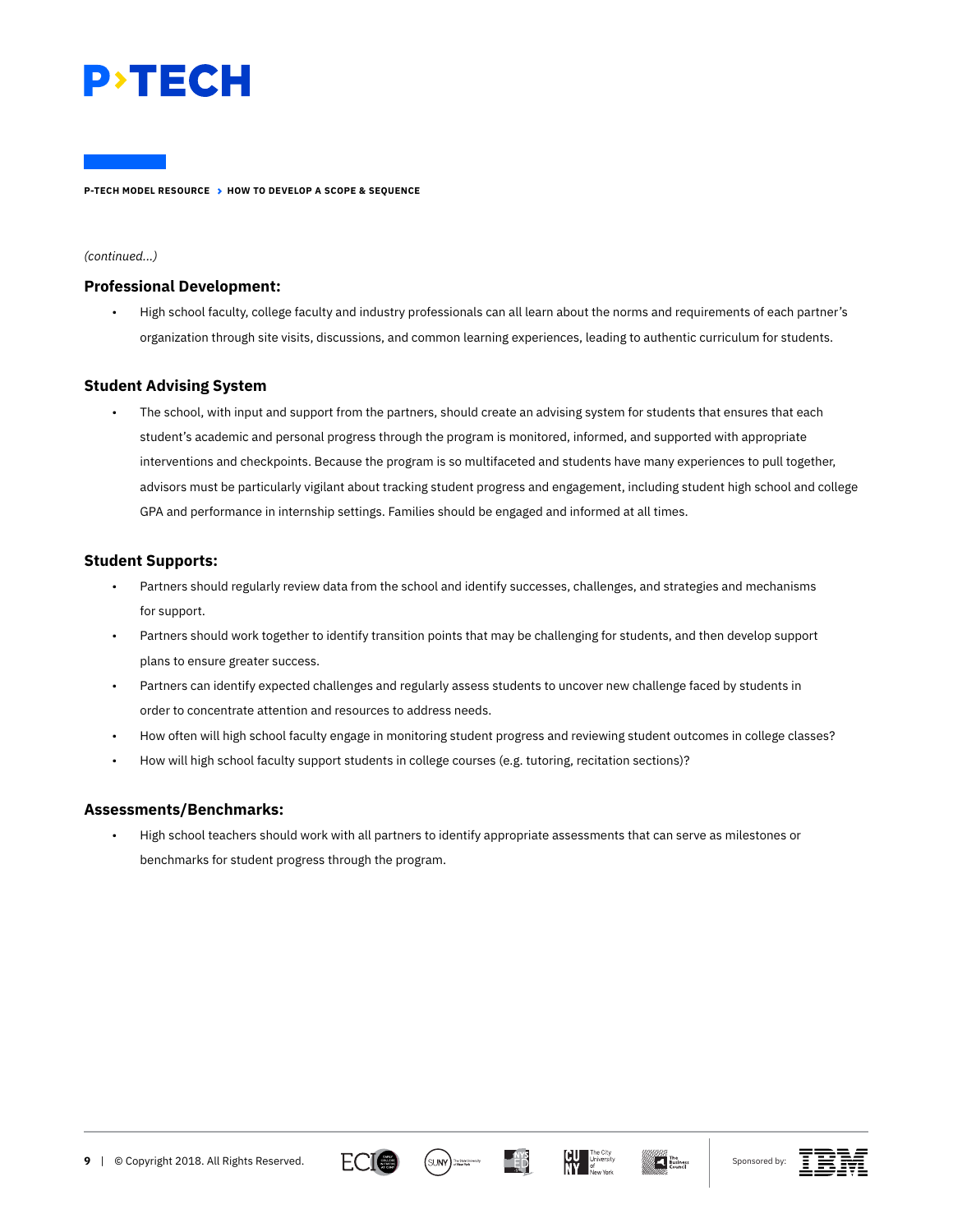*(continued...)*

### Professional Development:

- High school faculty, college faculty and industry professionals can all learn about the norms and requirements of each partner's organization through site visits, discussions, and common learning experiences, leading to authentic curriculum for students.

### Student Advising System

- The school, with input and support from the partners, should create an advising system for students that ensures that each student's academic and personal progress through the program is monitored, informed, and supported with appropriate interventions and checkpoints. Because the program is so multifaceted and students have many experiences to pull together, advisors must be particularly vigilant about tracking student progress and engagement, including student high school and college GPA and performance in internship settings. Families should be engaged and informed at all times.

### Student Supports:

- Partners should regularly review data from the school and identify successes, challenges, and strategies and mechanisms for support.
- Partners should work together to identify transition points that may be challenging for students, and then develop support plans to ensure greater success.
- Partners can identify expected challenges and regularly assess students to uncover new challenge faced by students in order to concentrate attention and resources to address needs.
- How often will high school faculty engage in monitoring student progress and reviewing student outcomes in college classes?
- How will high school faculty support students in college courses (e.g. tutoring, recitation sections)?

### Assessments/Benchmarks:

- High school teachers should work with all partners to identify appropriate assessments that can serve as milestones or benchmarks for student progress through the program.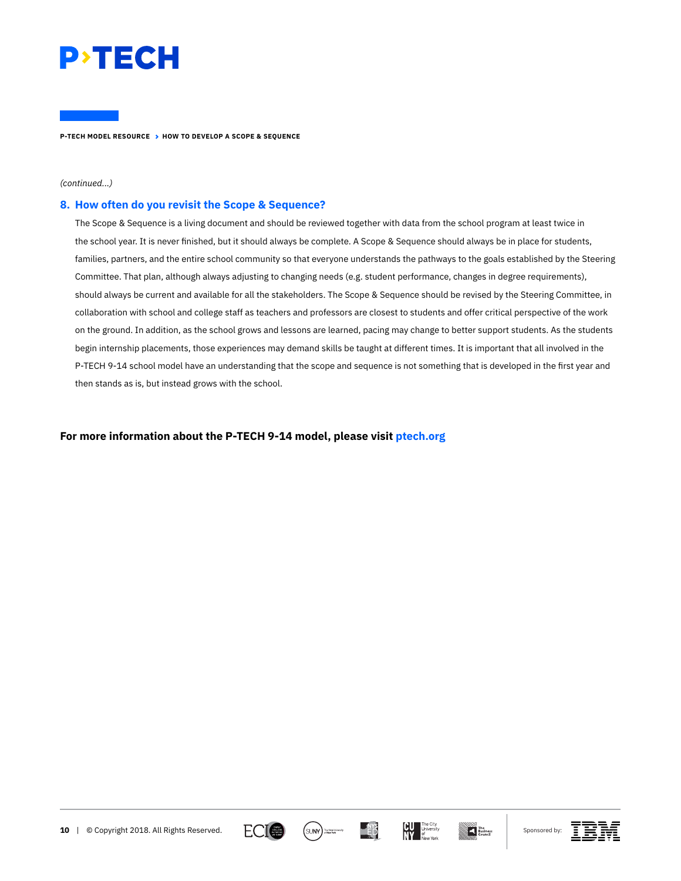*(continued...)*

### 8. How often do you revisit the Scope & Sequence?

The Scope & Sequence is a living document and should be reviewed together with data from the school program at least twice in the school year. It is never finished, but it should always be complete. A Scope & Sequence should always be in place for students, families, partners, and the entire school community so that everyone understands the pathways to the goals established by the Steering Committee. That plan, although always adjusting to changing needs (e.g. student performance, changes in degree requirements), should always be current and available for all the stakeholders. The Scope & Sequence should be revised by the Steering Committee, in collaboration with school and college staff as teachers and professors are closest to students and offer critical perspective of the work on the ground. In addition, as the school grows and lessons are learned, pacing may change to better support students. As the students begin internship placements, those experiences may demand skills be taught at different times. It is important that all involved in the P-TECH 9-14 school model have an understanding that the scope and sequence is not something that is developed in the first year and then stands as is, but instead grows with the school.

**For more information about the P-TECH 9-14 model, please visit ptech.org**

© Copyright 2018. All Rights Reserved.

Sponsored by: IBM